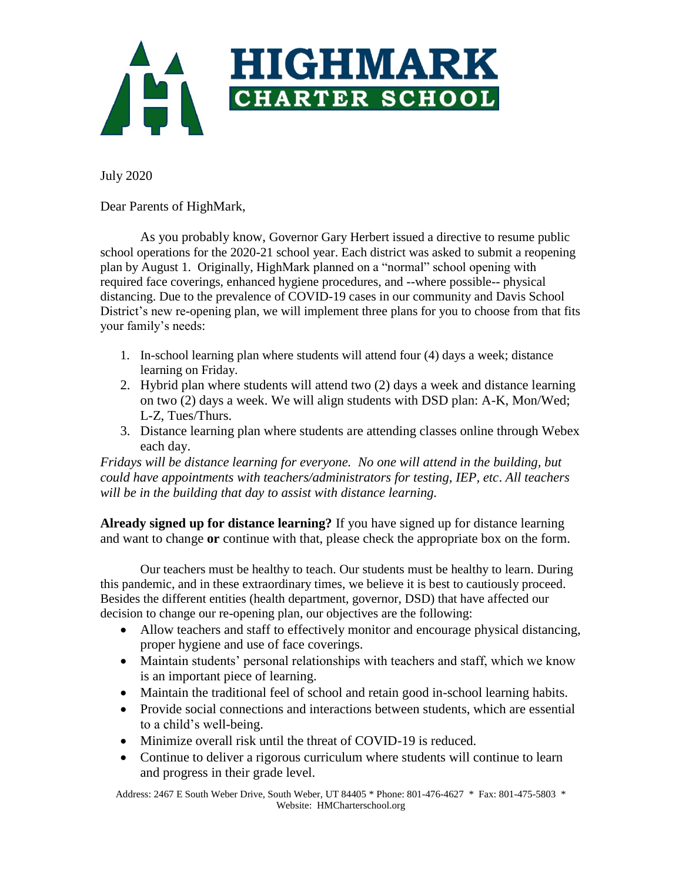# HIGHMARK CHARTER SCHOOL

July 2020

Dear Parents of HighMark,

As you probably know, Governor Gary Herbert issued a directive to resume public school operations for the 2020-21 school year. Each district was asked to submit a reopening plan by August 1. Originally, HighMark planned on a "normal" school opening with required face coverings, enhanced hygiene procedures, and --where possible-- physical distancing. Due to the prevalence of COVID-19 cases in our community and Davis School District's new re-opening plan, we will implement three plans for you to choose from that fits your family's needs:

1. In-school learning plan where students will attend four (4) days a week; distance learning on Friday.
2. Hybrid plan where students will attend two (2) days a week and distance learning on two (2) days a week. We will align students with DSD plan: A-K, Mon/Wed; L-Z, Tues/Thurs.
3. Distance learning plan where students are attending classes online through Webex each day.

*Fridays will be distance learning for everyone. No one will attend in the building, but could have appointments with teachers/administrators for testing, IEP, etc. All teachers will be in the building that day to assist with distance learning.*

**Already signed up for distance learning?** If you have signed up for distance learning and want to change **or** continue with that, please check the appropriate box on the form.

Our teachers must be healthy to teach. Our students must be healthy to learn. During this pandemic, and in these extraordinary times, we believe it is best to cautiously proceed. Besides the different entities (health department, governor, DSD) that have affected our decision to change our re-opening plan, our objectives are the following:

- Allow teachers and staff to effectively monitor and encourage physical distancing, proper hygiene and use of face coverings.
- Maintain students' personal relationships with teachers and staff, which we know is an important piece of learning.
- Maintain the traditional feel of school and retain good in-school learning habits.
- Provide social connections and interactions between students, which are essential to a child's well-being.
- Minimize overall risk until the threat of COVID-19 is reduced.
- Continue to deliver a rigorous curriculum where students will continue to learn and progress in their grade level.

Address: 2467 E South Weber Drive, South Weber, UT 84405 * Phone: 801-476-4627 * Fax: 801-475-5803 * Website: HMCharterschool.org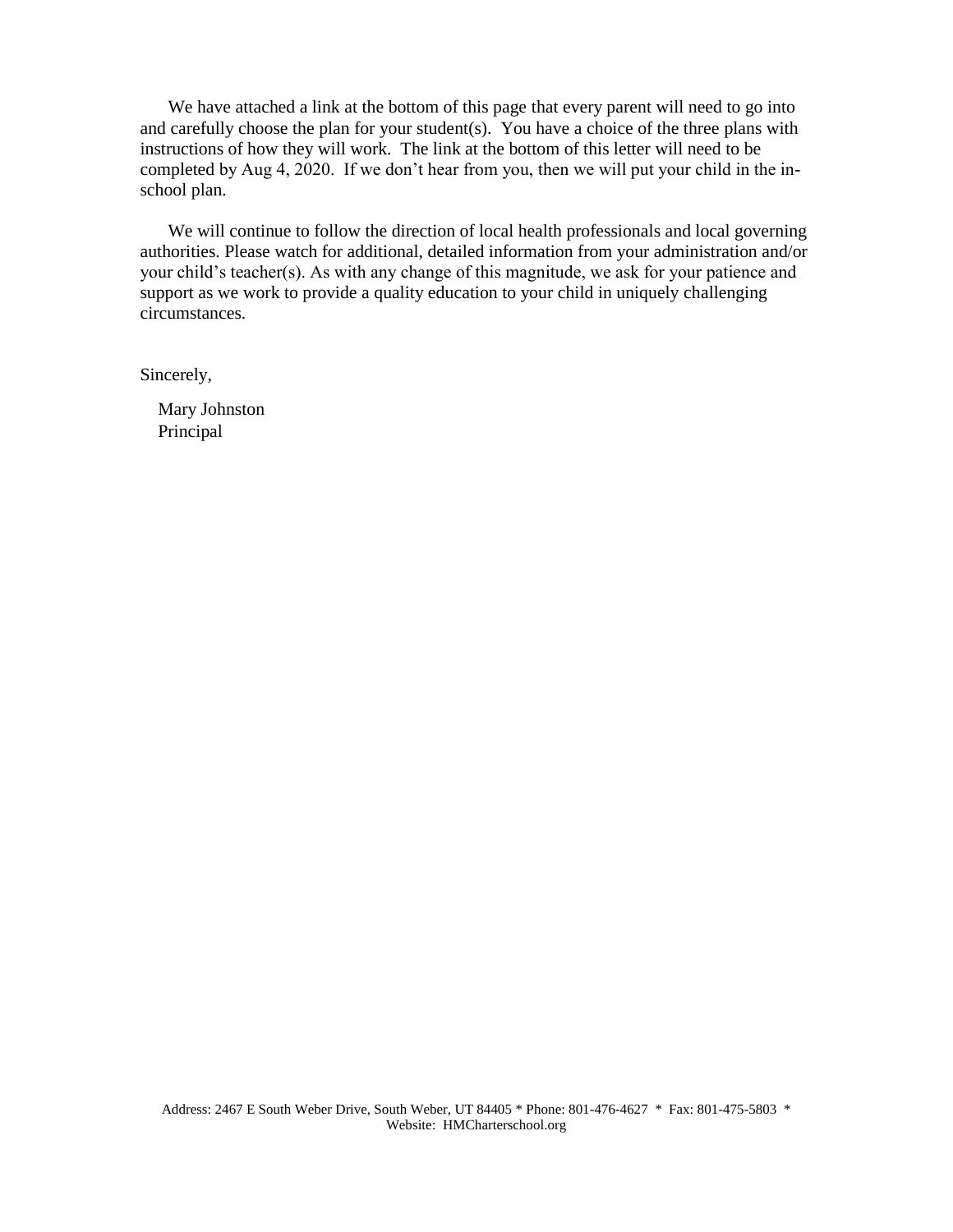We have attached a link at the bottom of this page that every parent will need to go into and carefully choose the plan for your student(s). You have a choice of the three plans with instructions of how they will work. The link at the bottom of this letter will need to be completed by Aug 4, 2020. If we don't hear from you, then we will put your child in the in-school plan.

We will continue to follow the direction of local health professionals and local governing authorities. Please watch for additional, detailed information from your administration and/or your child's teacher(s). As with any change of this magnitude, we ask for your patience and support as we work to provide a quality education to your child in uniquely challenging circumstances.

Sincerely,

Mary Johnston
Principal

Address: 2467 E South Weber Drive, South Weber, UT 84405 * Phone: 801-476-4627 * Fax: 801-475-5803 * Website: HMCharterschool.org